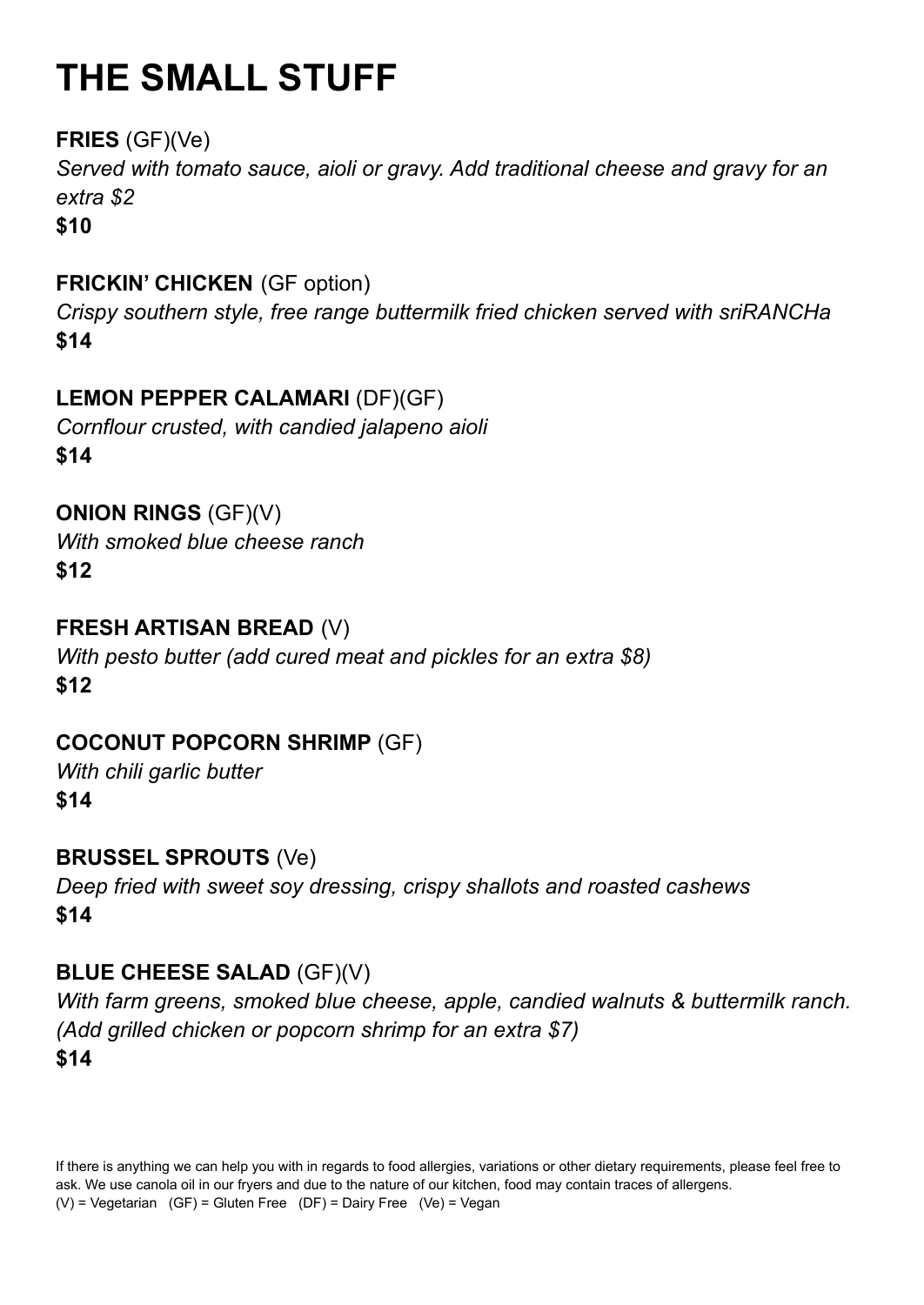# THE SMALL STUFF

**FRIES** (GF)(Ve)
*Served with tomato sauce, aioli or gravy. Add traditional cheese and gravy for an extra $2*
**$10**

**FRICKIN' CHICKEN** (GF option)
*Crispy southern style, free range buttermilk fried chicken served with sriRANCHa*
**$14**

**LEMON PEPPER CALAMARI** (DF)(GF)
*Cornflour crusted, with candied jalapeno aioli*
**$14**

**ONION RINGS** (GF)(V)
*With smoked blue cheese ranch*
**$12**

**FRESH ARTISAN BREAD** (V)
*With pesto butter (add cured meat and pickles for an extra $8)*
**$12**

**COCONUT POPCORN SHRIMP** (GF)
*With chili garlic butter*
**$14**

**BRUSSEL SPROUTS** (Ve)
*Deep fried with sweet soy dressing, crispy shallots and roasted cashews*
**$14**

**BLUE CHEESE SALAD** (GF)(V)
*With farm greens, smoked blue cheese, apple, candied walnuts & buttermilk ranch. (Add grilled chicken or popcorn shrimp for an extra $7)*
**$14**

If there is anything we can help you with in regards to food allergies, variations or other dietary requirements, please feel free to ask. We use canola oil in our fryers and due to the nature of our kitchen, food may contain traces of allergens.
(V) = Vegetarian (GF) = Gluten Free (DF) = Dairy Free (Ve) = Vegan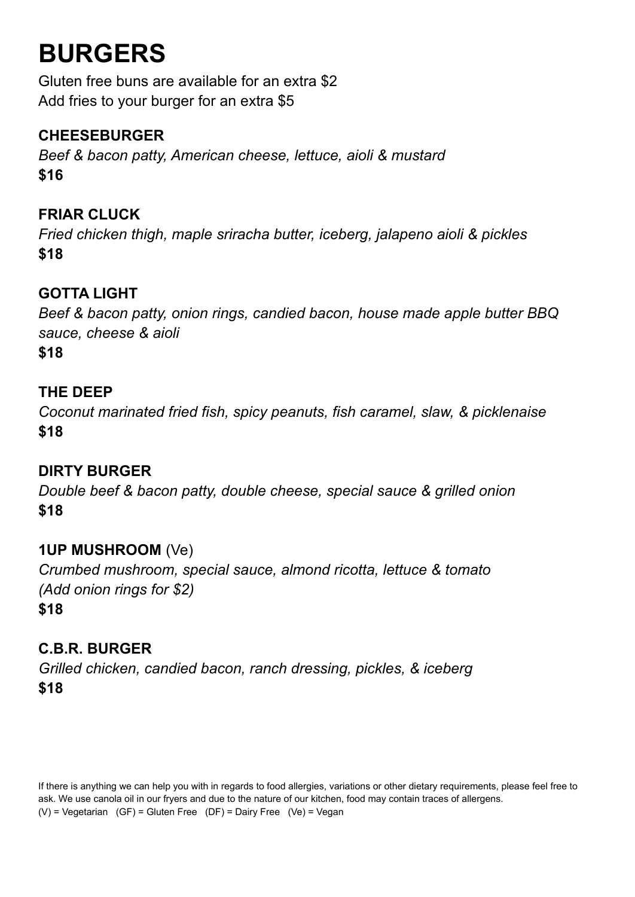# BURGERS

Gluten free buns are available for an extra $2
Add fries to your burger for an extra $5

### CHEESEBURGER

*Beef & bacon patty, American cheese, lettuce, aioli & mustard*
**$16**

### FRIAR CLUCK

*Fried chicken thigh, maple sriracha butter, iceberg, jalapeno aioli & pickles*
**$18**

### GOTTA LIGHT

*Beef & bacon patty, onion rings, candied bacon, house made apple butter BBQ sauce, cheese & aioli*
**$18**

### THE DEEP

*Coconut marinated fried fish, spicy peanuts, fish caramel, slaw, & picklenaise*
**$18**

### DIRTY BURGER

*Double beef & bacon patty, double cheese, special sauce & grilled onion*
**$18**

### 1UP MUSHROOM (Ve)

*Crumbed mushroom, special sauce, almond ricotta, lettuce & tomato*
*(Add onion rings for $2)*
**$18**

### C.B.R. BURGER

*Grilled chicken, candied bacon, ranch dressing, pickles, & iceberg*
**$18**

If there is anything we can help you with in regards to food allergies, variations or other dietary requirements, please feel free to ask. We use canola oil in our fryers and due to the nature of our kitchen, food may contain traces of allergens.
(V) = Vegetarian (GF) = Gluten Free (DF) = Dairy Free (Ve) = Vegan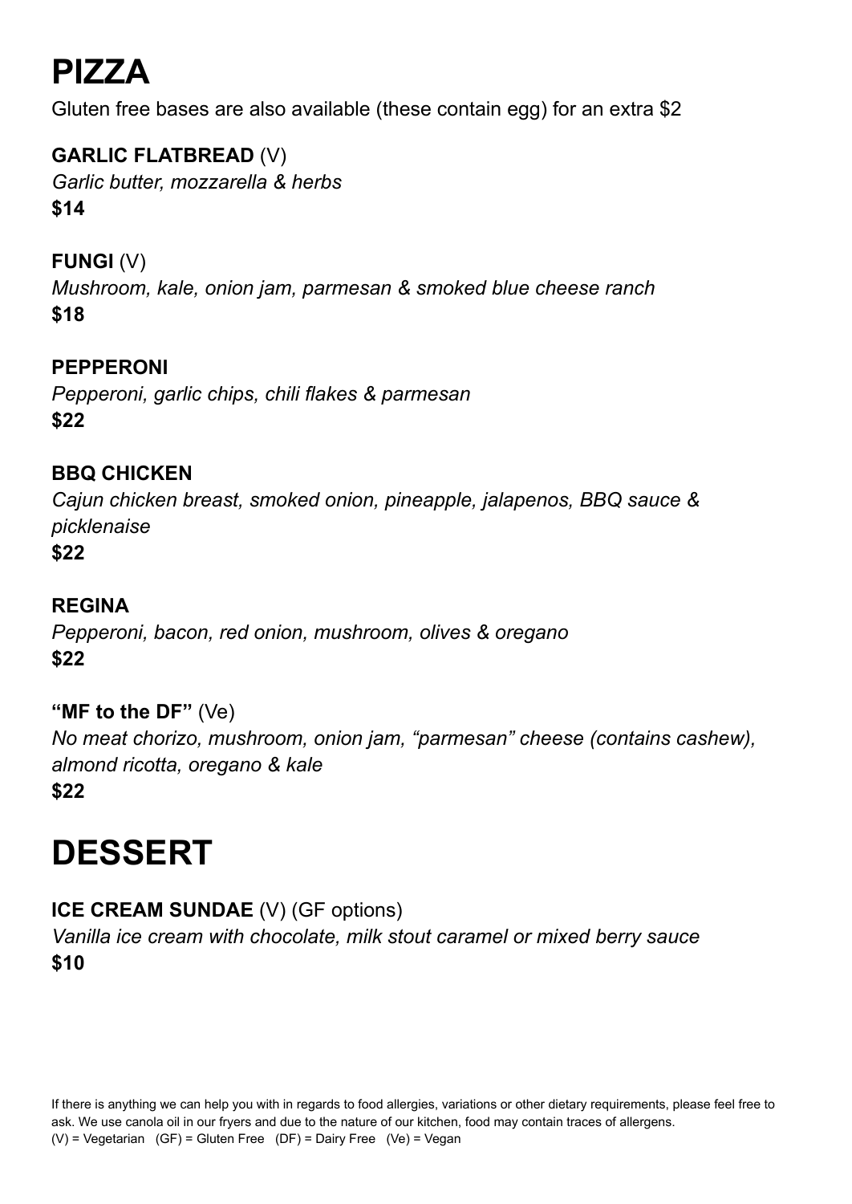# PIZZA

Gluten free bases are also available (these contain egg) for an extra $2

**GARLIC FLATBREAD** (V)
*Garlic butter, mozzarella & herbs*
**$14**

**FUNGI** (V)
*Mushroom, kale, onion jam, parmesan & smoked blue cheese ranch*
**$18**

**PEPPERONI**
*Pepperoni, garlic chips, chili flakes & parmesan*
**$22**

**BBQ CHICKEN**
*Cajun chicken breast, smoked onion, pineapple, jalapenos, BBQ sauce & picklenaise*
**$22**

**REGINA**
*Pepperoni, bacon, red onion, mushroom, olives & oregano*
**$22**

**"MF to the DF"** (Ve)
*No meat chorizo, mushroom, onion jam, "parmesan" cheese (contains cashew), almond ricotta, oregano & kale*
**$22**

# DESSERT

**ICE CREAM SUNDAE** (V) (GF options)
*Vanilla ice cream with chocolate, milk stout caramel or mixed berry sauce*
**$10**

If there is anything we can help you with in regards to food allergies, variations or other dietary requirements, please feel free to ask. We use canola oil in our fryers and due to the nature of our kitchen, food may contain traces of allergens.
(V) = Vegetarian (GF) = Gluten Free (DF) = Dairy Free (Ve) = Vegan